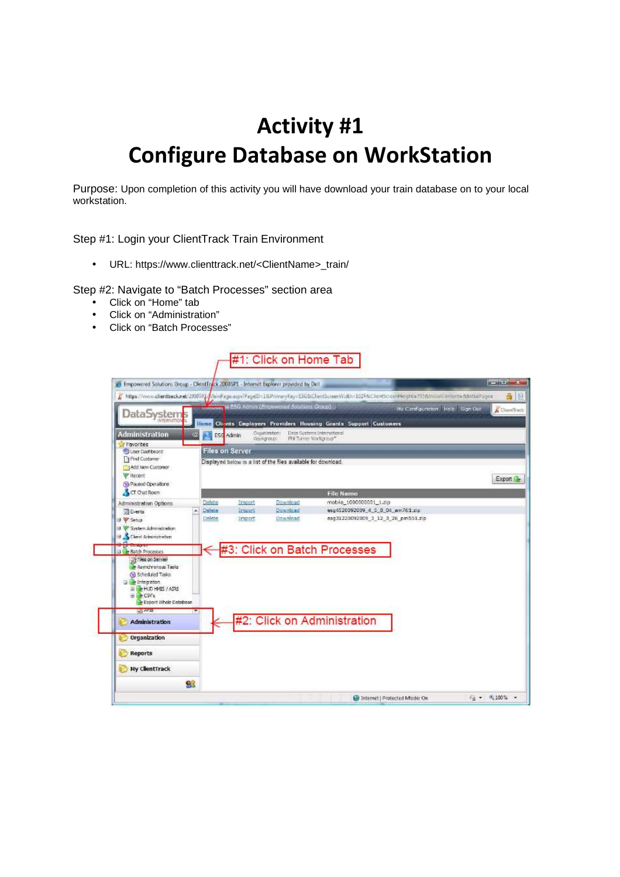# Activity #1
# Configure Database on WorkStation

Purpose: Upon completion of this activity you will have download your train database on to your local workstation.

Step #1: Login your ClientTrack Train Environment

- URL: https://www.clienttrack.net/<ClientName>_train/

Step #2: Navigate to "Batch Processes" section area

- Click on "Home" tab
- Click on "Administration"
- Click on "Batch Processes"

#1: Click on Home Tab

#3: Click on Batch Processes

#2: Click on Administration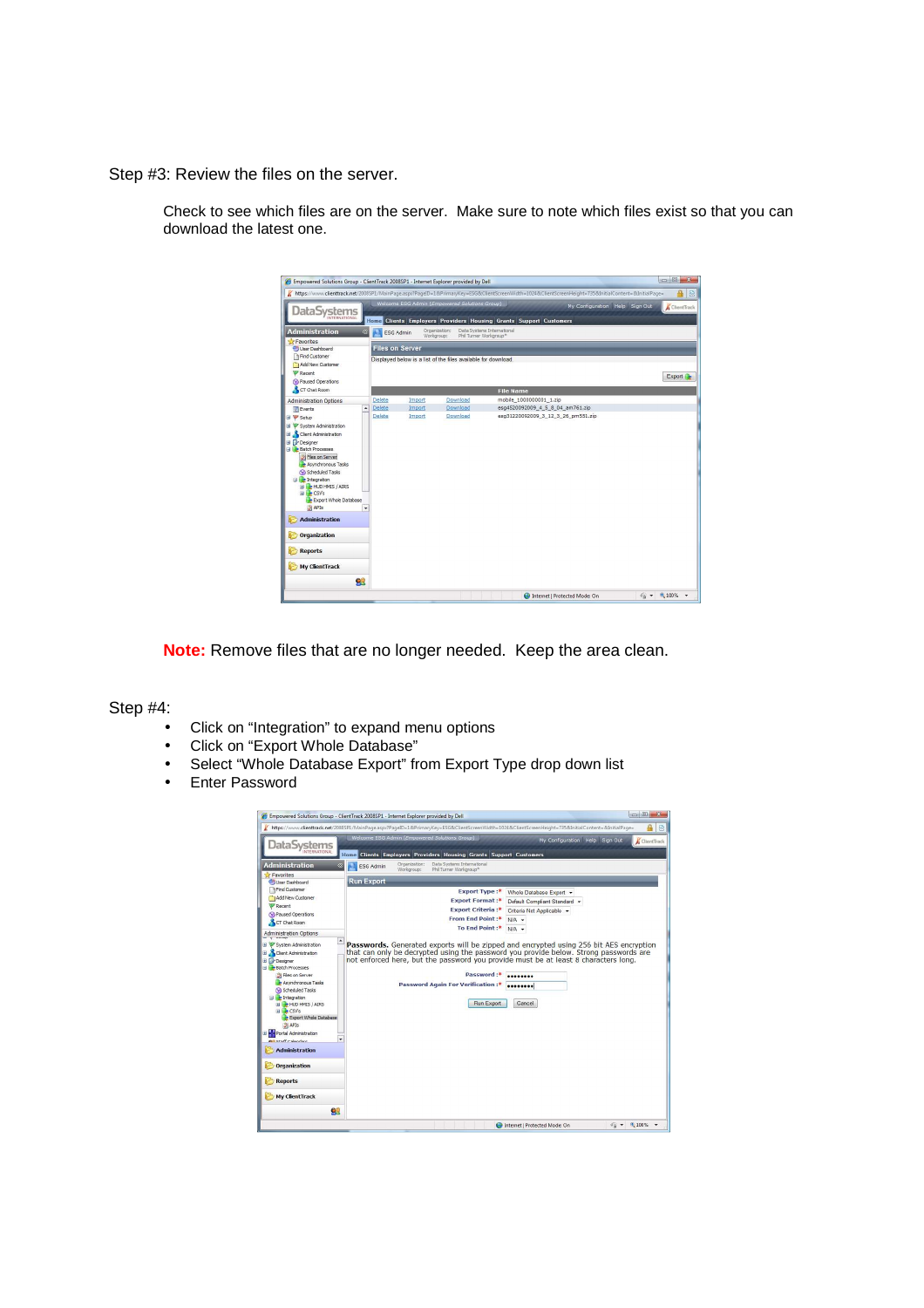Step #3: Review the files on the server.

Check to see which files are on the server. Make sure to note which files exist so that you can download the latest one.

**Note:** Remove files that are no longer needed. Keep the area clean.

Step #4:

- Click on "Integration" to expand menu options
- Click on "Export Whole Database"
- Select "Whole Database Export" from Export Type drop down list
- Enter Password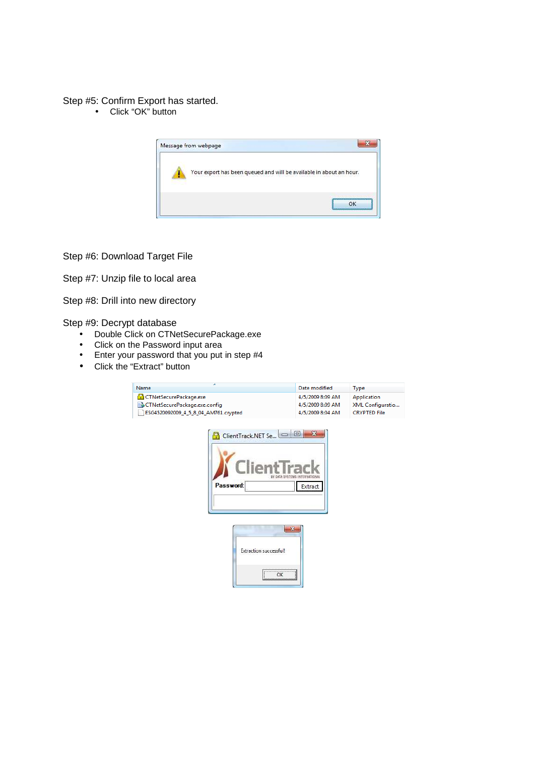Step #5: Confirm Export has started.

- Click “OK” button

Step #6: Download Target File

Step #7: Unzip file to local area

Step #8: Drill into new directory

Step #9: Decrypt database

- Double Click on CTNetSecurePackage.exe
- Click on the Password input area
- Enter your password that you put in step #4
- Click the “Extract” button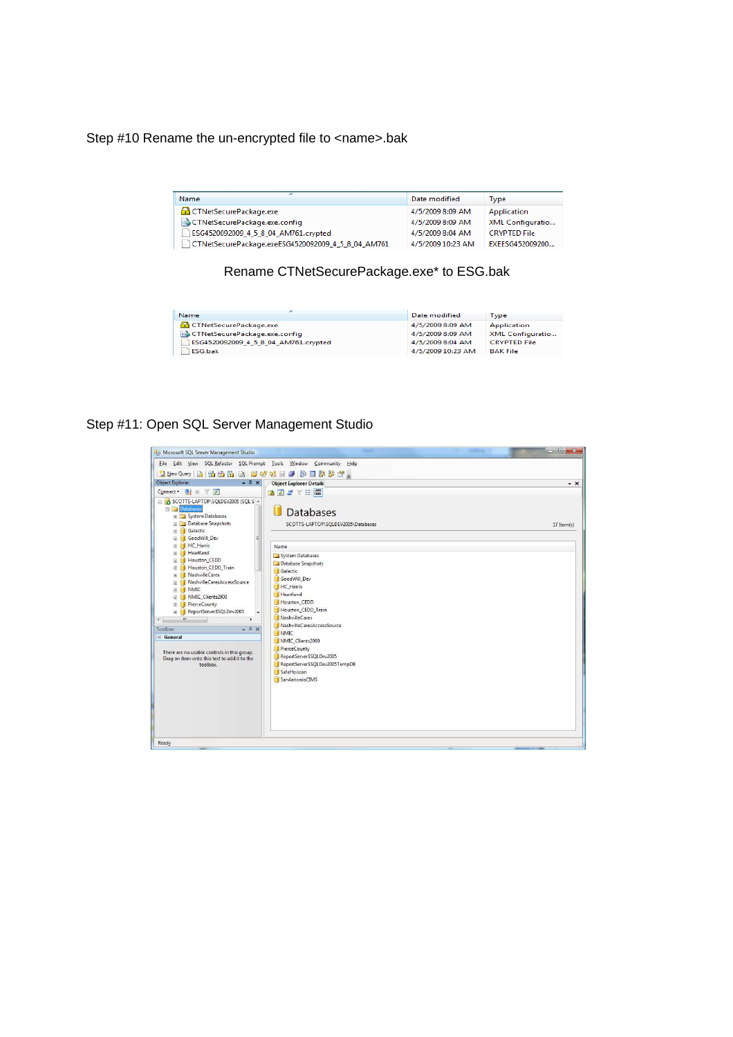Step #10 Rename the un-encrypted file to <name>.bak

| Name | Date modified | Type |
| --- | --- | --- |
| CTNetSecurePackage.exe | 4/5/2009 8:09 AM | Application |
| CTNetSecurePackage.exe.config | 4/5/2009 8:09 AM | XML Configuratio... |
| ESG4520092009_4_5_8_04_AM761.crypted | 4/5/2009 8:04 AM | CRYPTED File |
| CTNetSecurePackage.exeESG4520092009_4_5_8_04_AM761 | 4/5/2009 10:23 AM | EXEESG452009200... |

Rename CTNetSecurePackage.exe* to ESG.bak

| Name | Date modified | Type |
| --- | --- | --- |
| CTNetSecurePackage.exe | 4/5/2009 8:09 AM | Application |
| CTNetSecurePackage.exe.config | 4/5/2009 8:09 AM | XML Configuratio... |
| ESG4520092009_4_5_8_04_AM761.crypted | 4/5/2009 8:04 AM | CRYPTED File |
| ESG.bak | 4/5/2009 10:23 AM | BAK File |

Step #11: Open SQL Server Management Studio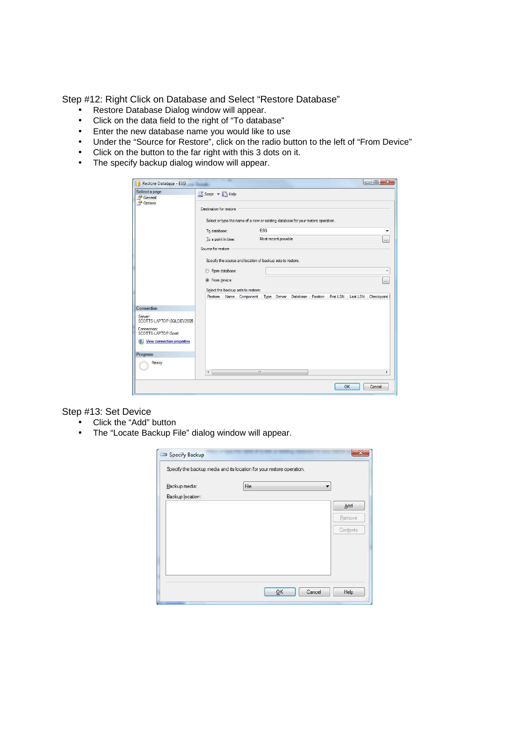Step #12: Right Click on Database and Select "Restore Database"

- Restore Database Dialog window will appear.
- Click on the data field to the right of "To database"
- Enter the new database name you would like to use
- Under the "Source for Restore", click on the radio button to the left of "From Device"
- Click on the button to the far right with this 3 dots on it.
- The specify backup dialog window will appear.

Step #13: Set Device

- Click the "Add" button
- The "Locate Backup File" dialog window will appear.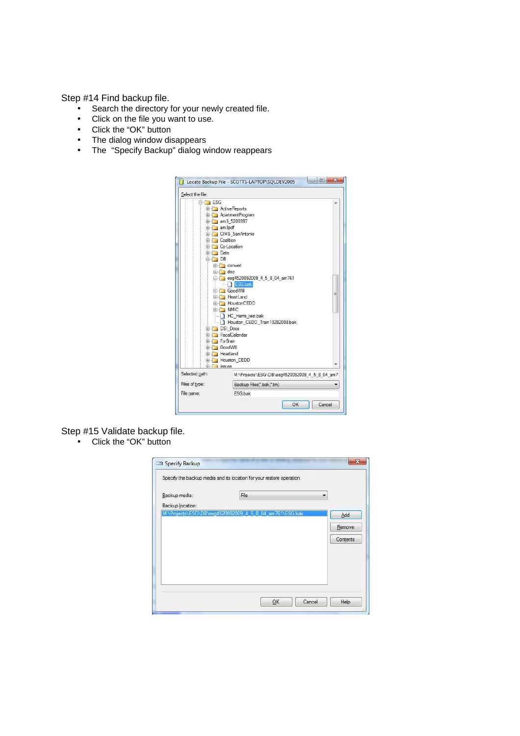Step #14 Find backup file.

- Search the directory for your newly created file.
- Click on the file you want to use.
- Click the “OK” button
- The dialog window disappears
- The “Specify Backup” dialog window reappears

Step #15 Validate backup file.

- Click the “OK” button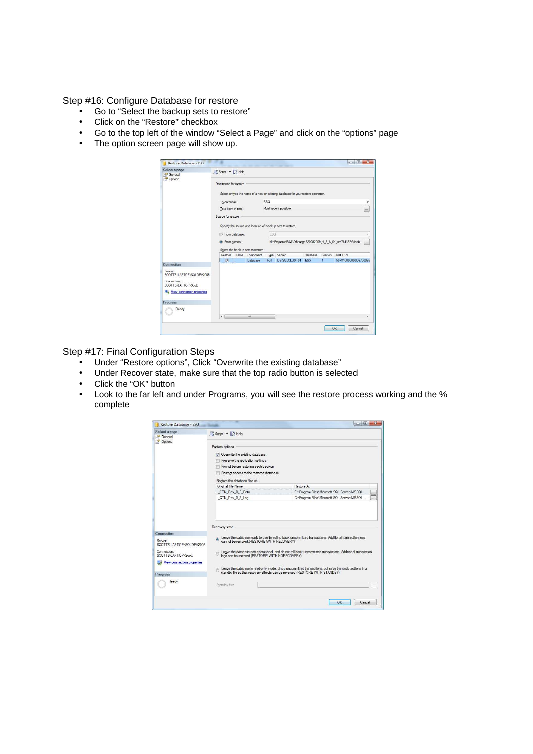Step #16: Configure Database for restore

- Go to “Select the backup sets to restore”
- Click on the “Restore” checkbox
- Go to the top left of the window “Select a Page” and click on the “options” page
- The option screen page will show up.

Step #17: Final Configuration Steps

- Under “Restore options”, Click “Overwrite the existing database”
- Under Recover state, make sure that the top radio button is selected
- Click the “OK” button
- Look to the far left and under Programs, you will see the restore process working and the % complete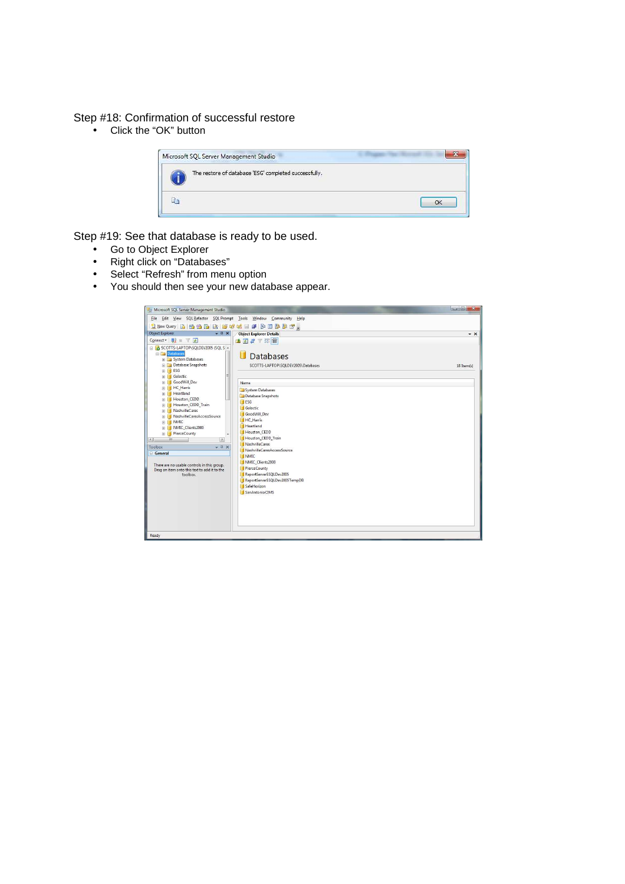Step #18: Confirmation of successful restore

- Click the "OK" button

Step #19: See that database is ready to be used.

- Go to Object Explorer
- Right click on "Databases"
- Select "Refresh" from menu option
- You should then see your new database appear.